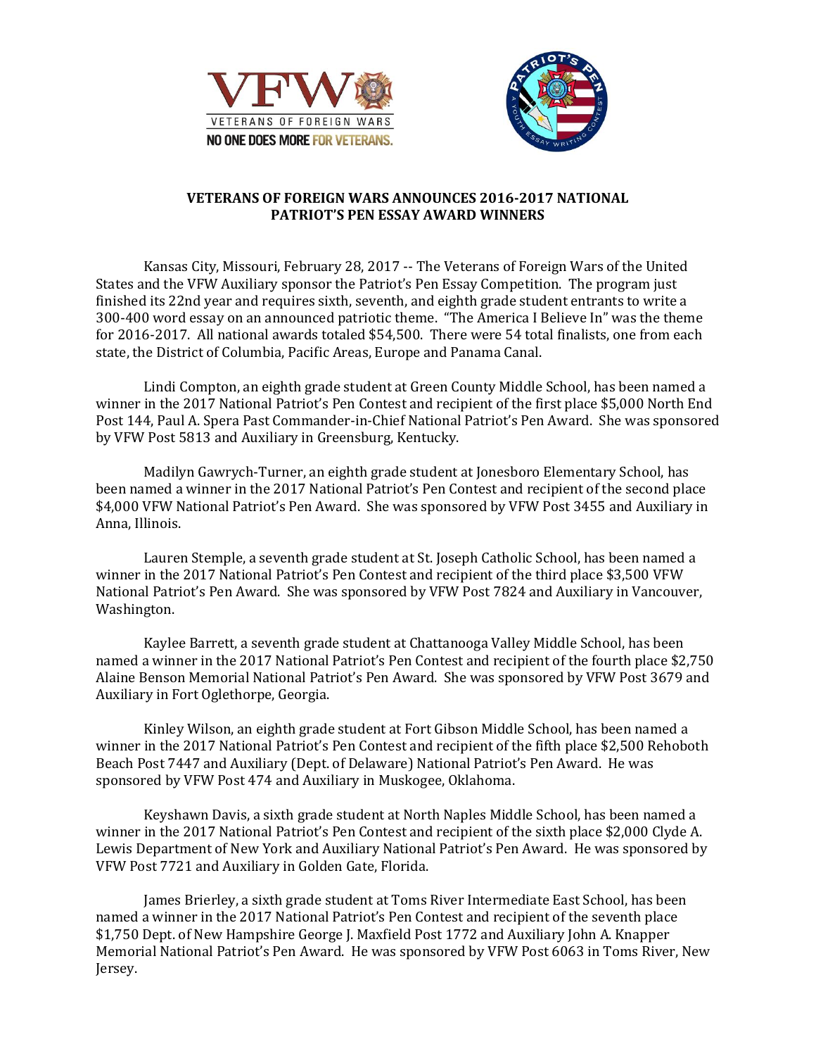# VETERANS OF FOREIGN WARS ANNOUNCES 2016-2017 NATIONAL PATRIOT'S PEN ESSAY AWARD WINNERS

Kansas City, Missouri, February 28, 2017 -- The Veterans of Foreign Wars of the United States and the VFW Auxiliary sponsor the Patriot's Pen Essay Competition. The program just finished its 22nd year and requires sixth, seventh, and eighth grade student entrants to write a 300-400 word essay on an announced patriotic theme. "The America I Believe In" was the theme for 2016-2017. All national awards totaled $54,500. There were 54 total finalists, one from each state, the District of Columbia, Pacific Areas, Europe and Panama Canal.

Lindi Compton, an eighth grade student at Green County Middle School, has been named a winner in the 2017 National Patriot's Pen Contest and recipient of the first place $5,000 North End Post 144, Paul A. Spera Past Commander-in-Chief National Patriot's Pen Award. She was sponsored by VFW Post 5813 and Auxiliary in Greensburg, Kentucky.

Madilyn Gawrych-Turner, an eighth grade student at Jonesboro Elementary School, has been named a winner in the 2017 National Patriot's Pen Contest and recipient of the second place $4,000 VFW National Patriot's Pen Award. She was sponsored by VFW Post 3455 and Auxiliary in Anna, Illinois.

Lauren Stemple, a seventh grade student at St. Joseph Catholic School, has been named a winner in the 2017 National Patriot's Pen Contest and recipient of the third place $3,500 VFW National Patriot's Pen Award. She was sponsored by VFW Post 7824 and Auxiliary in Vancouver, Washington.

Kaylee Barrett, a seventh grade student at Chattanooga Valley Middle School, has been named a winner in the 2017 National Patriot's Pen Contest and recipient of the fourth place $2,750 Alaine Benson Memorial National Patriot's Pen Award. She was sponsored by VFW Post 3679 and Auxiliary in Fort Oglethorpe, Georgia.

Kinley Wilson, an eighth grade student at Fort Gibson Middle School, has been named a winner in the 2017 National Patriot's Pen Contest and recipient of the fifth place $2,500 Rehoboth Beach Post 7447 and Auxiliary (Dept. of Delaware) National Patriot's Pen Award. He was sponsored by VFW Post 474 and Auxiliary in Muskogee, Oklahoma.

Keyshawn Davis, a sixth grade student at North Naples Middle School, has been named a winner in the 2017 National Patriot's Pen Contest and recipient of the sixth place $2,000 Clyde A. Lewis Department of New York and Auxiliary National Patriot's Pen Award. He was sponsored by VFW Post 7721 and Auxiliary in Golden Gate, Florida.

James Brierley, a sixth grade student at Toms River Intermediate East School, has been named a winner in the 2017 National Patriot's Pen Contest and recipient of the seventh place $1,750 Dept. of New Hampshire George J. Maxfield Post 1772 and Auxiliary John A. Knapper Memorial National Patriot's Pen Award. He was sponsored by VFW Post 6063 in Toms River, New Jersey.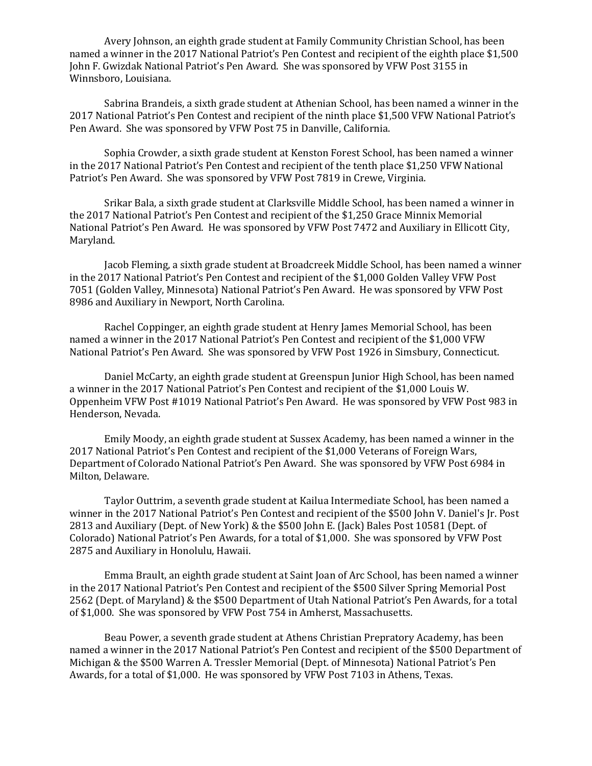Avery Johnson, an eighth grade student at Family Community Christian School, has been named a winner in the 2017 National Patriot's Pen Contest and recipient of the eighth place $1,500 John F. Gwizdak National Patriot's Pen Award. She was sponsored by VFW Post 3155 in Winnsboro, Louisiana.

Sabrina Brandeis, a sixth grade student at Athenian School, has been named a winner in the 2017 National Patriot's Pen Contest and recipient of the ninth place $1,500 VFW National Patriot's Pen Award. She was sponsored by VFW Post 75 in Danville, California.

Sophia Crowder, a sixth grade student at Kenston Forest School, has been named a winner in the 2017 National Patriot's Pen Contest and recipient of the tenth place $1,250 VFW National Patriot's Pen Award. She was sponsored by VFW Post 7819 in Crewe, Virginia.

Srikar Bala, a sixth grade student at Clarksville Middle School, has been named a winner in the 2017 National Patriot's Pen Contest and recipient of the $1,250 Grace Minnix Memorial National Patriot's Pen Award. He was sponsored by VFW Post 7472 and Auxiliary in Ellicott City, Maryland.

Jacob Fleming, a sixth grade student at Broadcreek Middle School, has been named a winner in the 2017 National Patriot's Pen Contest and recipient of the $1,000 Golden Valley VFW Post 7051 (Golden Valley, Minnesota) National Patriot's Pen Award. He was sponsored by VFW Post 8986 and Auxiliary in Newport, North Carolina.

Rachel Coppinger, an eighth grade student at Henry James Memorial School, has been named a winner in the 2017 National Patriot's Pen Contest and recipient of the $1,000 VFW National Patriot's Pen Award. She was sponsored by VFW Post 1926 in Simsbury, Connecticut.

Daniel McCarty, an eighth grade student at Greenspun Junior High School, has been named a winner in the 2017 National Patriot's Pen Contest and recipient of the $1,000 Louis W. Oppenheim VFW Post #1019 National Patriot's Pen Award. He was sponsored by VFW Post 983 in Henderson, Nevada.

Emily Moody, an eighth grade student at Sussex Academy, has been named a winner in the 2017 National Patriot's Pen Contest and recipient of the $1,000 Veterans of Foreign Wars, Department of Colorado National Patriot's Pen Award. She was sponsored by VFW Post 6984 in Milton, Delaware.

Taylor Outtrim, a seventh grade student at Kailua Intermediate School, has been named a winner in the 2017 National Patriot's Pen Contest and recipient of the $500 John V. Daniel's Jr. Post 2813 and Auxiliary (Dept. of New York) & the $500 John E. (Jack) Bales Post 10581 (Dept. of Colorado) National Patriot's Pen Awards, for a total of $1,000. She was sponsored by VFW Post 2875 and Auxiliary in Honolulu, Hawaii.

Emma Brault, an eighth grade student at Saint Joan of Arc School, has been named a winner in the 2017 National Patriot's Pen Contest and recipient of the $500 Silver Spring Memorial Post 2562 (Dept. of Maryland) & the $500 Department of Utah National Patriot's Pen Awards, for a total of $1,000. She was sponsored by VFW Post 754 in Amherst, Massachusetts.

Beau Power, a seventh grade student at Athens Christian Prepratory Academy, has been named a winner in the 2017 National Patriot's Pen Contest and recipient of the $500 Department of Michigan & the $500 Warren A. Tressler Memorial (Dept. of Minnesota) National Patriot's Pen Awards, for a total of $1,000. He was sponsored by VFW Post 7103 in Athens, Texas.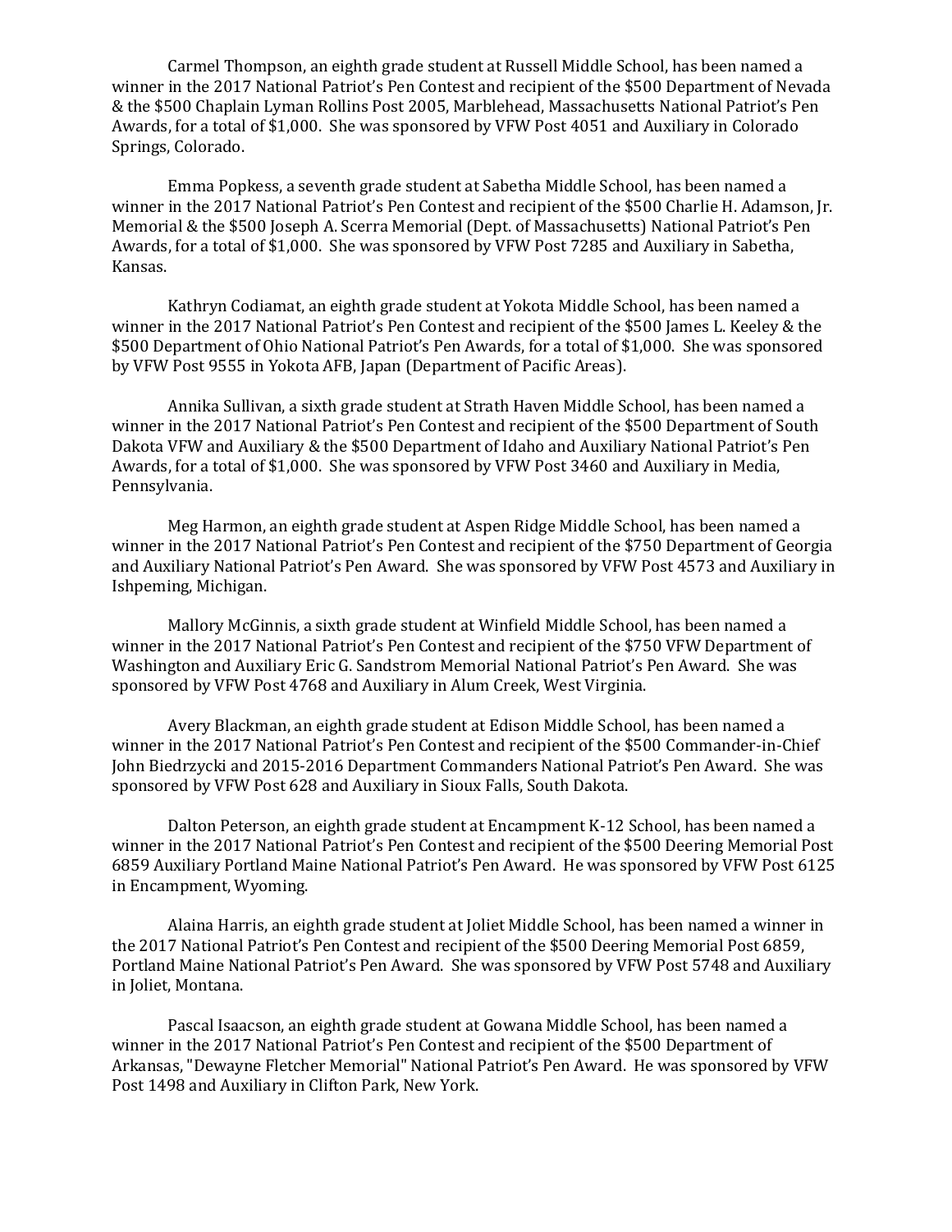Carmel Thompson, an eighth grade student at Russell Middle School, has been named a winner in the 2017 National Patriot's Pen Contest and recipient of the $500 Department of Nevada & the $500 Chaplain Lyman Rollins Post 2005, Marblehead, Massachusetts National Patriot's Pen Awards, for a total of $1,000. She was sponsored by VFW Post 4051 and Auxiliary in Colorado Springs, Colorado.

Emma Popkess, a seventh grade student at Sabetha Middle School, has been named a winner in the 2017 National Patriot's Pen Contest and recipient of the $500 Charlie H. Adamson, Jr. Memorial & the $500 Joseph A. Scerra Memorial (Dept. of Massachusetts) National Patriot's Pen Awards, for a total of $1,000. She was sponsored by VFW Post 7285 and Auxiliary in Sabetha, Kansas.

Kathryn Codiamat, an eighth grade student at Yokota Middle School, has been named a winner in the 2017 National Patriot's Pen Contest and recipient of the $500 James L. Keeley & the $500 Department of Ohio National Patriot's Pen Awards, for a total of $1,000. She was sponsored by VFW Post 9555 in Yokota AFB, Japan (Department of Pacific Areas).

Annika Sullivan, a sixth grade student at Strath Haven Middle School, has been named a winner in the 2017 National Patriot's Pen Contest and recipient of the $500 Department of South Dakota VFW and Auxiliary & the $500 Department of Idaho and Auxiliary National Patriot's Pen Awards, for a total of $1,000. She was sponsored by VFW Post 3460 and Auxiliary in Media, Pennsylvania.

Meg Harmon, an eighth grade student at Aspen Ridge Middle School, has been named a winner in the 2017 National Patriot's Pen Contest and recipient of the $750 Department of Georgia and Auxiliary National Patriot's Pen Award. She was sponsored by VFW Post 4573 and Auxiliary in Ishpeming, Michigan.

Mallory McGinnis, a sixth grade student at Winfield Middle School, has been named a winner in the 2017 National Patriot's Pen Contest and recipient of the $750 VFW Department of Washington and Auxiliary Eric G. Sandstrom Memorial National Patriot's Pen Award. She was sponsored by VFW Post 4768 and Auxiliary in Alum Creek, West Virginia.

Avery Blackman, an eighth grade student at Edison Middle School, has been named a winner in the 2017 National Patriot's Pen Contest and recipient of the $500 Commander-in-Chief John Biedrzycki and 2015-2016 Department Commanders National Patriot's Pen Award. She was sponsored by VFW Post 628 and Auxiliary in Sioux Falls, South Dakota.

Dalton Peterson, an eighth grade student at Encampment K-12 School, has been named a winner in the 2017 National Patriot's Pen Contest and recipient of the $500 Deering Memorial Post 6859 Auxiliary Portland Maine National Patriot's Pen Award. He was sponsored by VFW Post 6125 in Encampment, Wyoming.

Alaina Harris, an eighth grade student at Joliet Middle School, has been named a winner in the 2017 National Patriot's Pen Contest and recipient of the $500 Deering Memorial Post 6859, Portland Maine National Patriot's Pen Award. She was sponsored by VFW Post 5748 and Auxiliary in Joliet, Montana.

Pascal Isaacson, an eighth grade student at Gowana Middle School, has been named a winner in the 2017 National Patriot's Pen Contest and recipient of the $500 Department of Arkansas, "Dewayne Fletcher Memorial" National Patriot's Pen Award. He was sponsored by VFW Post 1498 and Auxiliary in Clifton Park, New York.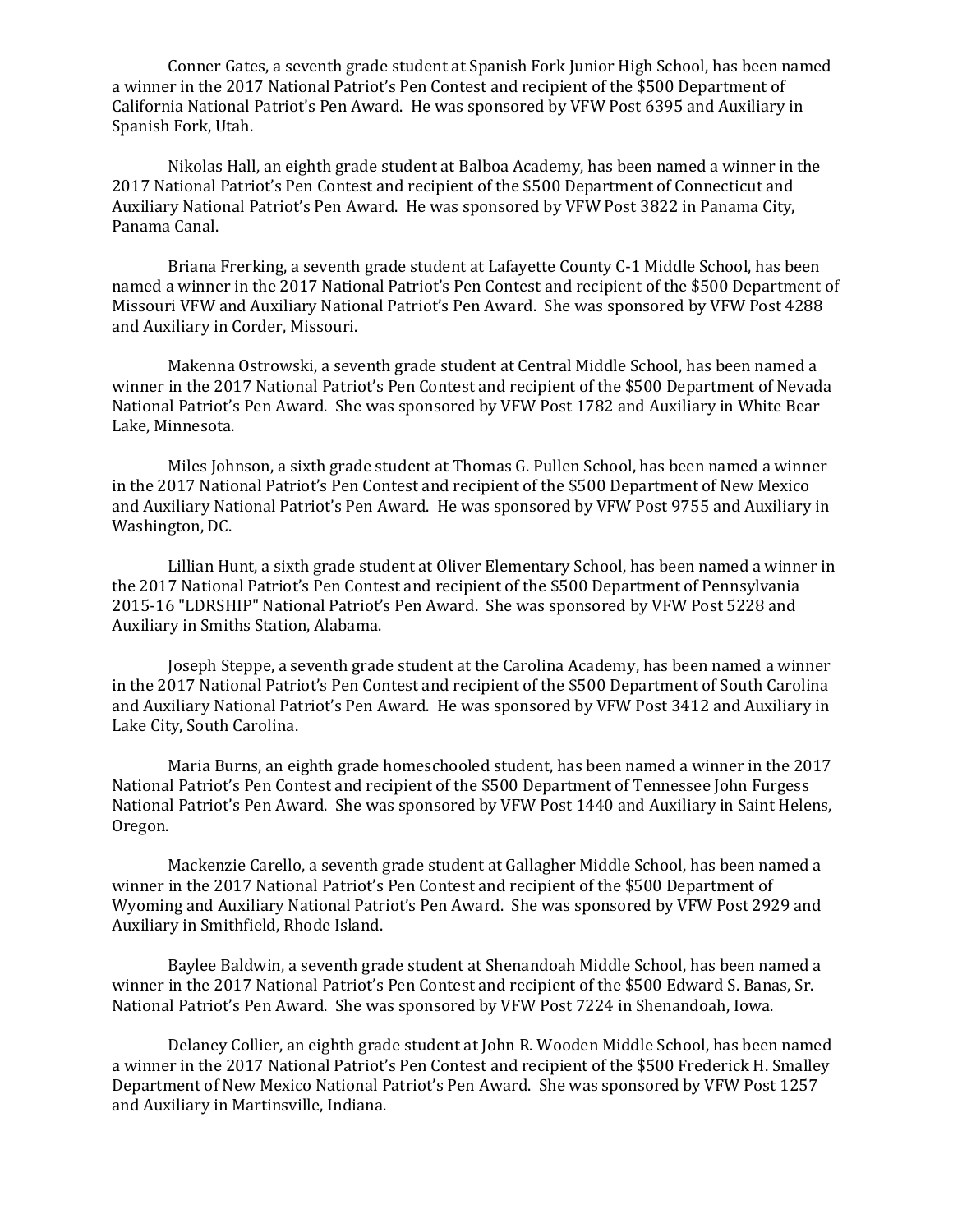Conner Gates, a seventh grade student at Spanish Fork Junior High School, has been named a winner in the 2017 National Patriot's Pen Contest and recipient of the $500 Department of California National Patriot's Pen Award. He was sponsored by VFW Post 6395 and Auxiliary in Spanish Fork, Utah.

Nikolas Hall, an eighth grade student at Balboa Academy, has been named a winner in the 2017 National Patriot's Pen Contest and recipient of the $500 Department of Connecticut and Auxiliary National Patriot's Pen Award. He was sponsored by VFW Post 3822 in Panama City, Panama Canal.

Briana Frerking, a seventh grade student at Lafayette County C-1 Middle School, has been named a winner in the 2017 National Patriot's Pen Contest and recipient of the $500 Department of Missouri VFW and Auxiliary National Patriot's Pen Award. She was sponsored by VFW Post 4288 and Auxiliary in Corder, Missouri.

Makenna Ostrowski, a seventh grade student at Central Middle School, has been named a winner in the 2017 National Patriot's Pen Contest and recipient of the $500 Department of Nevada National Patriot's Pen Award. She was sponsored by VFW Post 1782 and Auxiliary in White Bear Lake, Minnesota.

Miles Johnson, a sixth grade student at Thomas G. Pullen School, has been named a winner in the 2017 National Patriot's Pen Contest and recipient of the $500 Department of New Mexico and Auxiliary National Patriot's Pen Award. He was sponsored by VFW Post 9755 and Auxiliary in Washington, DC.

Lillian Hunt, a sixth grade student at Oliver Elementary School, has been named a winner in the 2017 National Patriot's Pen Contest and recipient of the $500 Department of Pennsylvania 2015-16 "LDRSHIP" National Patriot's Pen Award. She was sponsored by VFW Post 5228 and Auxiliary in Smiths Station, Alabama.

Joseph Steppe, a seventh grade student at the Carolina Academy, has been named a winner in the 2017 National Patriot's Pen Contest and recipient of the $500 Department of South Carolina and Auxiliary National Patriot's Pen Award. He was sponsored by VFW Post 3412 and Auxiliary in Lake City, South Carolina.

Maria Burns, an eighth grade homeschooled student, has been named a winner in the 2017 National Patriot's Pen Contest and recipient of the $500 Department of Tennessee John Furgess National Patriot's Pen Award. She was sponsored by VFW Post 1440 and Auxiliary in Saint Helens, Oregon.

Mackenzie Carello, a seventh grade student at Gallagher Middle School, has been named a winner in the 2017 National Patriot's Pen Contest and recipient of the $500 Department of Wyoming and Auxiliary National Patriot's Pen Award. She was sponsored by VFW Post 2929 and Auxiliary in Smithfield, Rhode Island.

Baylee Baldwin, a seventh grade student at Shenandoah Middle School, has been named a winner in the 2017 National Patriot's Pen Contest and recipient of the $500 Edward S. Banas, Sr. National Patriot's Pen Award. She was sponsored by VFW Post 7224 in Shenandoah, Iowa.

Delaney Collier, an eighth grade student at John R. Wooden Middle School, has been named a winner in the 2017 National Patriot's Pen Contest and recipient of the $500 Frederick H. Smalley Department of New Mexico National Patriot's Pen Award. She was sponsored by VFW Post 1257 and Auxiliary in Martinsville, Indiana.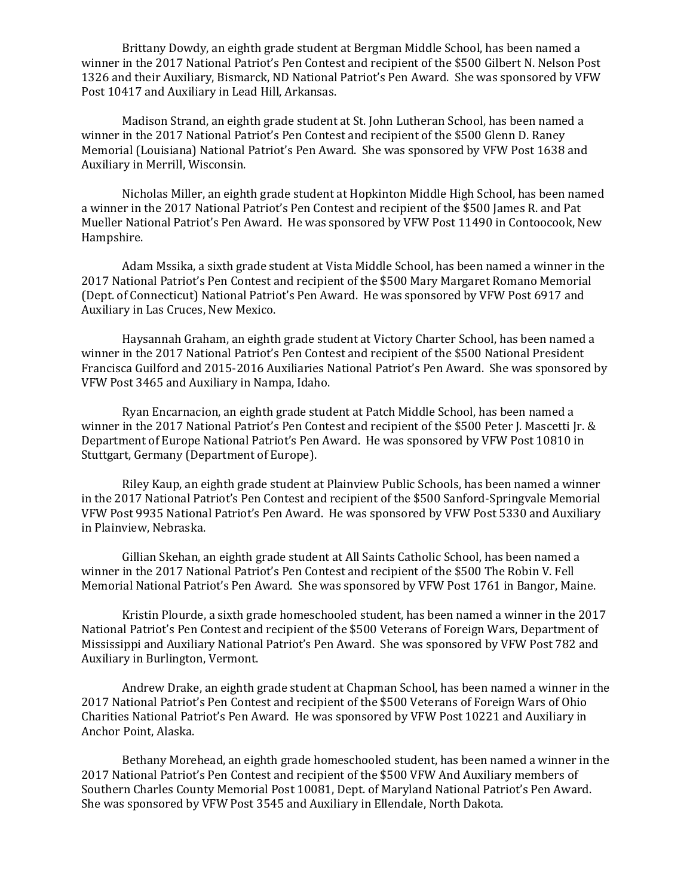Brittany Dowdy, an eighth grade student at Bergman Middle School, has been named a winner in the 2017 National Patriot's Pen Contest and recipient of the $500 Gilbert N. Nelson Post 1326 and their Auxiliary, Bismarck, ND National Patriot's Pen Award. She was sponsored by VFW Post 10417 and Auxiliary in Lead Hill, Arkansas.

Madison Strand, an eighth grade student at St. John Lutheran School, has been named a winner in the 2017 National Patriot's Pen Contest and recipient of the $500 Glenn D. Raney Memorial (Louisiana) National Patriot's Pen Award. She was sponsored by VFW Post 1638 and Auxiliary in Merrill, Wisconsin.

Nicholas Miller, an eighth grade student at Hopkinton Middle High School, has been named a winner in the 2017 National Patriot's Pen Contest and recipient of the $500 James R. and Pat Mueller National Patriot's Pen Award. He was sponsored by VFW Post 11490 in Contoocook, New Hampshire.

Adam Mssika, a sixth grade student at Vista Middle School, has been named a winner in the 2017 National Patriot's Pen Contest and recipient of the $500 Mary Margaret Romano Memorial (Dept. of Connecticut) National Patriot's Pen Award. He was sponsored by VFW Post 6917 and Auxiliary in Las Cruces, New Mexico.

Haysannah Graham, an eighth grade student at Victory Charter School, has been named a winner in the 2017 National Patriot's Pen Contest and recipient of the $500 National President Francisca Guilford and 2015-2016 Auxiliaries National Patriot's Pen Award. She was sponsored by VFW Post 3465 and Auxiliary in Nampa, Idaho.

Ryan Encarnacion, an eighth grade student at Patch Middle School, has been named a winner in the 2017 National Patriot's Pen Contest and recipient of the $500 Peter J. Mascetti Jr. & Department of Europe National Patriot's Pen Award. He was sponsored by VFW Post 10810 in Stuttgart, Germany (Department of Europe).

Riley Kaup, an eighth grade student at Plainview Public Schools, has been named a winner in the 2017 National Patriot's Pen Contest and recipient of the $500 Sanford-Springvale Memorial VFW Post 9935 National Patriot's Pen Award. He was sponsored by VFW Post 5330 and Auxiliary in Plainview, Nebraska.

Gillian Skehan, an eighth grade student at All Saints Catholic School, has been named a winner in the 2017 National Patriot's Pen Contest and recipient of the $500 The Robin V. Fell Memorial National Patriot's Pen Award. She was sponsored by VFW Post 1761 in Bangor, Maine.

Kristin Plourde, a sixth grade homeschooled student, has been named a winner in the 2017 National Patriot's Pen Contest and recipient of the $500 Veterans of Foreign Wars, Department of Mississippi and Auxiliary National Patriot's Pen Award. She was sponsored by VFW Post 782 and Auxiliary in Burlington, Vermont.

Andrew Drake, an eighth grade student at Chapman School, has been named a winner in the 2017 National Patriot's Pen Contest and recipient of the $500 Veterans of Foreign Wars of Ohio Charities National Patriot's Pen Award. He was sponsored by VFW Post 10221 and Auxiliary in Anchor Point, Alaska.

Bethany Morehead, an eighth grade homeschooled student, has been named a winner in the 2017 National Patriot's Pen Contest and recipient of the $500 VFW And Auxiliary members of Southern Charles County Memorial Post 10081, Dept. of Maryland National Patriot's Pen Award. She was sponsored by VFW Post 3545 and Auxiliary in Ellendale, North Dakota.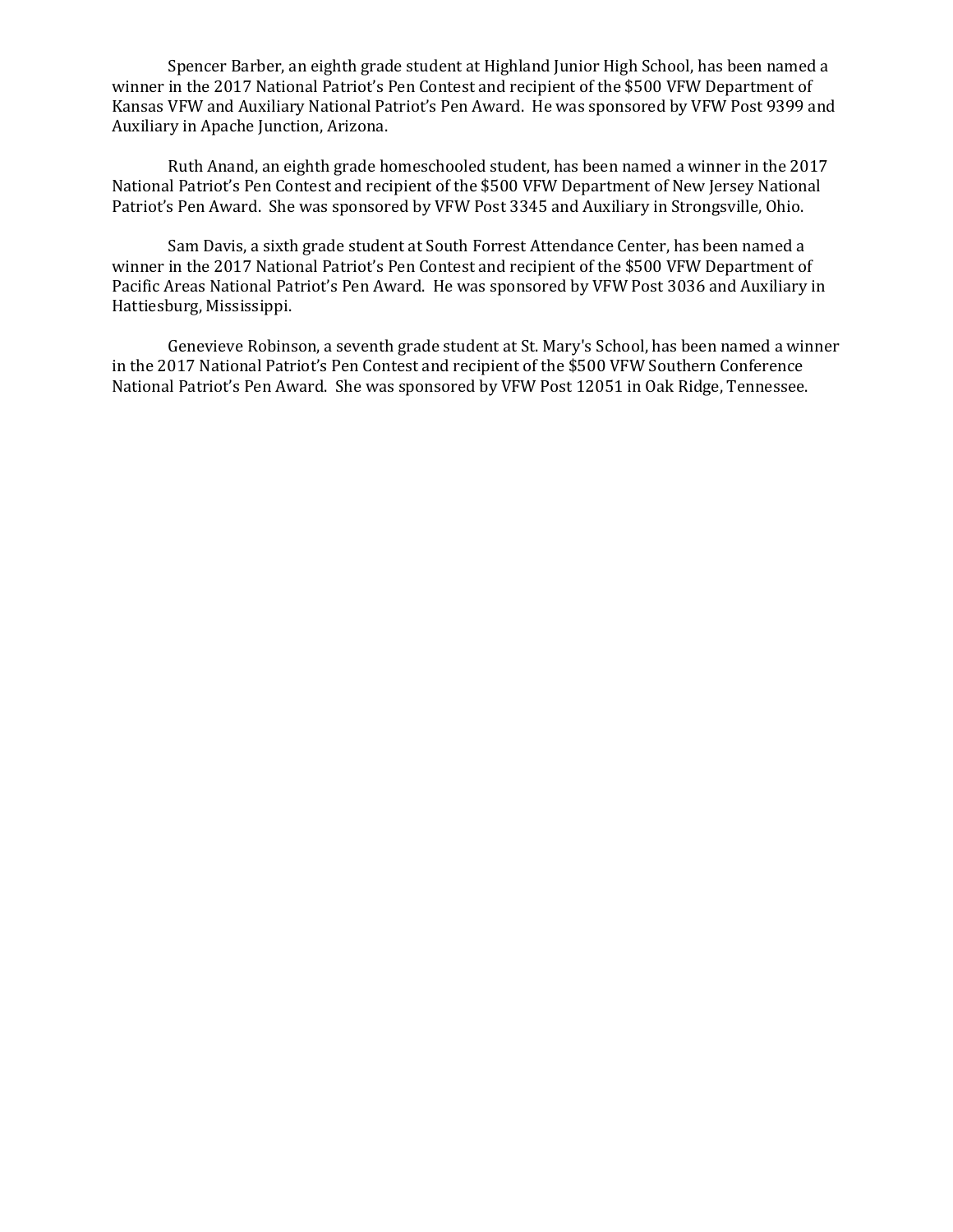Spencer Barber, an eighth grade student at Highland Junior High School, has been named a winner in the 2017 National Patriot's Pen Contest and recipient of the $500 VFW Department of Kansas VFW and Auxiliary National Patriot's Pen Award. He was sponsored by VFW Post 9399 and Auxiliary in Apache Junction, Arizona.

Ruth Anand, an eighth grade homeschooled student, has been named a winner in the 2017 National Patriot's Pen Contest and recipient of the $500 VFW Department of New Jersey National Patriot's Pen Award. She was sponsored by VFW Post 3345 and Auxiliary in Strongsville, Ohio.

Sam Davis, a sixth grade student at South Forrest Attendance Center, has been named a winner in the 2017 National Patriot's Pen Contest and recipient of the $500 VFW Department of Pacific Areas National Patriot's Pen Award. He was sponsored by VFW Post 3036 and Auxiliary in Hattiesburg, Mississippi.

Genevieve Robinson, a seventh grade student at St. Mary's School, has been named a winner in the 2017 National Patriot's Pen Contest and recipient of the $500 VFW Southern Conference National Patriot's Pen Award. She was sponsored by VFW Post 12051 in Oak Ridge, Tennessee.